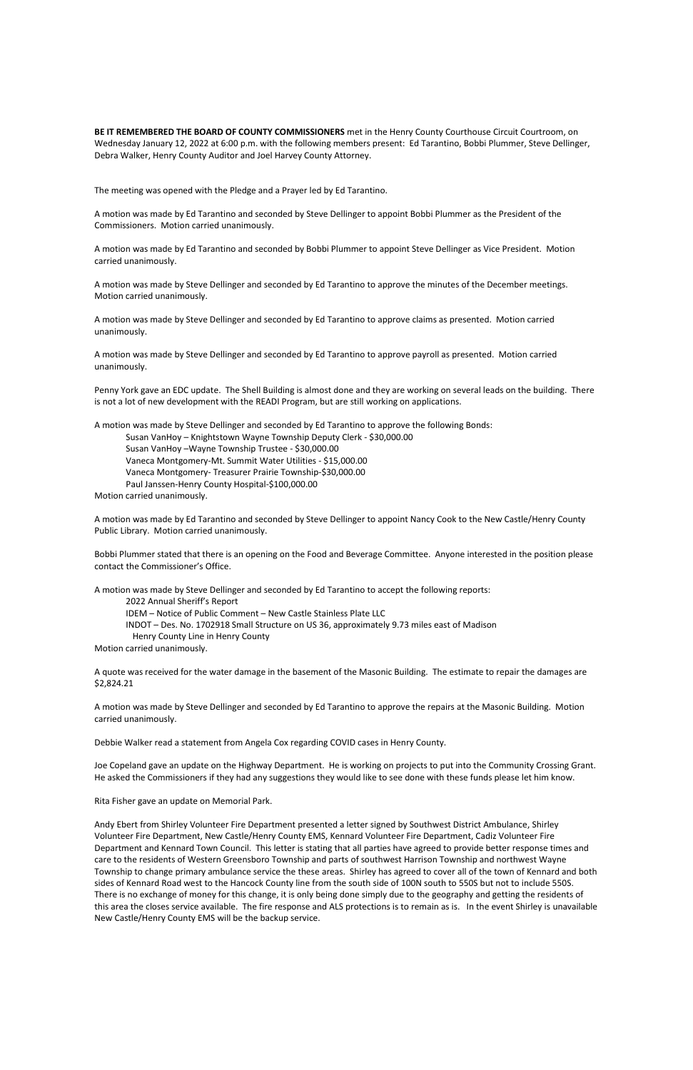**BE IT REMEMBERED THE BOARD OF COUNTY COMMISSIONERS** met in the Henry County Courthouse Circuit Courtroom, on Wednesday January 12, 2022 at 6:00 p.m. with the following members present: Ed Tarantino, Bobbi Plummer, Steve Dellinger, Debra Walker, Henry County Auditor and Joel Harvey County Attorney.

The meeting was opened with the Pledge and a Prayer led by Ed Tarantino.

A motion was made by Ed Tarantino and seconded by Steve Dellinger to appoint Bobbi Plummer as the President of the Commissioners. Motion carried unanimously.

A motion was made by Ed Tarantino and seconded by Bobbi Plummer to appoint Steve Dellinger as Vice President. Motion carried unanimously.

A motion was made by Steve Dellinger and seconded by Ed Tarantino to approve the minutes of the December meetings. Motion carried unanimously.

A motion was made by Steve Dellinger and seconded by Ed Tarantino to approve claims as presented. Motion carried unanimously.

A motion was made by Steve Dellinger and seconded by Ed Tarantino to approve payroll as presented. Motion carried unanimously.

Penny York gave an EDC update. The Shell Building is almost done and they are working on several leads on the building. There is not a lot of new development with the READI Program, but are still working on applications.

A motion was made by Steve Dellinger and seconded by Ed Tarantino to approve the following Bonds:

Susan VanHoy – Knightstown Wayne Township Deputy Clerk - $30,000.00
Susan VanHoy –Wayne Township Trustee - $30,000.00
Vaneca Montgomery-Mt. Summit Water Utilities - $15,000.00
Vaneca Montgomery- Treasurer Prairie Township-$30,000.00
Paul Janssen-Henry County Hospital-$100,000.00

Motion carried unanimously.

A motion was made by Ed Tarantino and seconded by Steve Dellinger to appoint Nancy Cook to the New Castle/Henry County Public Library. Motion carried unanimously.

Bobbi Plummer stated that there is an opening on the Food and Beverage Committee. Anyone interested in the position please contact the Commissioner's Office.

A motion was made by Steve Dellinger and seconded by Ed Tarantino to accept the following reports:

2022 Annual Sheriff's Report
IDEM – Notice of Public Comment – New Castle Stainless Plate LLC
INDOT – Des. No. 1702918 Small Structure on US 36, approximately 9.73 miles east of Madison Henry County Line in Henry County

Motion carried unanimously.

A quote was received for the water damage in the basement of the Masonic Building. The estimate to repair the damages are $2,824.21

A motion was made by Steve Dellinger and seconded by Ed Tarantino to approve the repairs at the Masonic Building. Motion carried unanimously.

Debbie Walker read a statement from Angela Cox regarding COVID cases in Henry County.

Joe Copeland gave an update on the Highway Department. He is working on projects to put into the Community Crossing Grant. He asked the Commissioners if they had any suggestions they would like to see done with these funds please let him know.

Rita Fisher gave an update on Memorial Park.

Andy Ebert from Shirley Volunteer Fire Department presented a letter signed by Southwest District Ambulance, Shirley Volunteer Fire Department, New Castle/Henry County EMS, Kennard Volunteer Fire Department, Cadiz Volunteer Fire Department and Kennard Town Council. This letter is stating that all parties have agreed to provide better response times and care to the residents of Western Greensboro Township and parts of southwest Harrison Township and northwest Wayne Township to change primary ambulance service the these areas. Shirley has agreed to cover all of the town of Kennard and both sides of Kennard Road west to the Hancock County line from the south side of 100N south to 550S but not to include 550S. There is no exchange of money for this change, it is only being done simply due to the geography and getting the residents of this area the closes service available. The fire response and ALS protections is to remain as is. In the event Shirley is unavailable New Castle/Henry County EMS will be the backup service.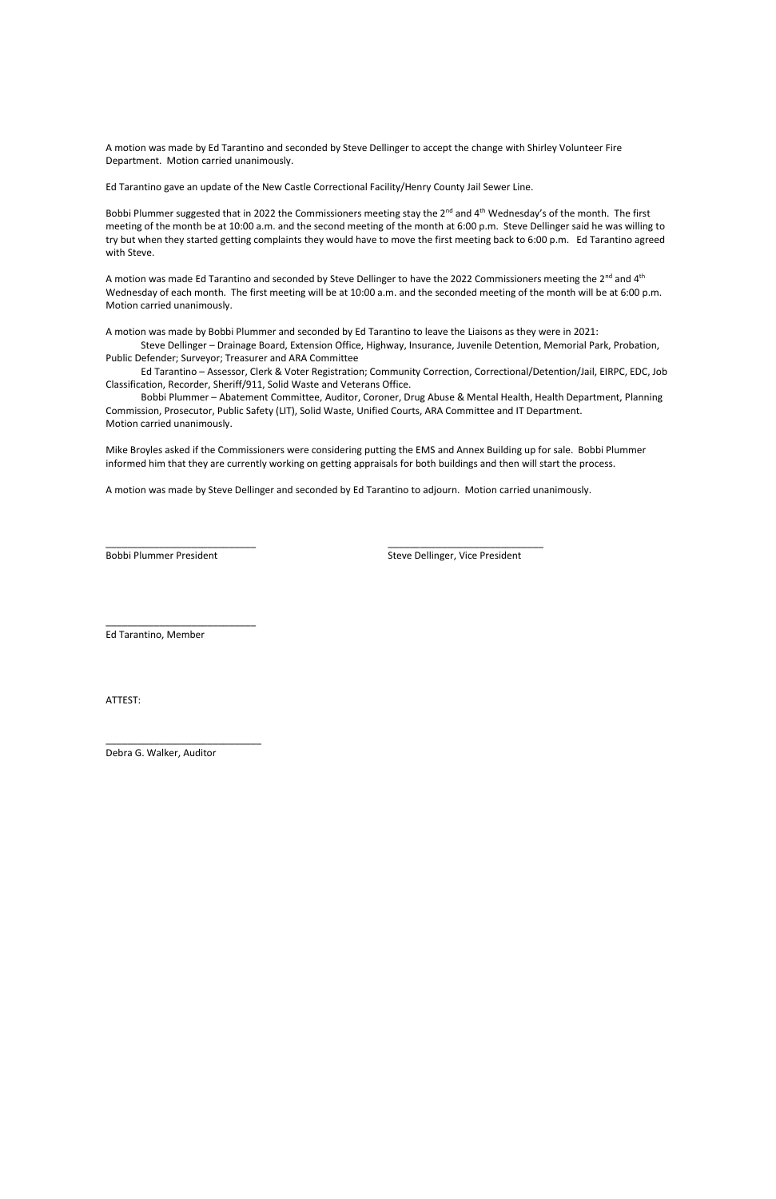A motion was made by Ed Tarantino and seconded by Steve Dellinger to accept the change with Shirley Volunteer Fire Department. Motion carried unanimously.

Ed Tarantino gave an update of the New Castle Correctional Facility/Henry County Jail Sewer Line.

Bobbi Plummer suggested that in 2022 the Commissioners meeting stay the 2nd and 4th Wednesday's of the month. The first meeting of the month be at 10:00 a.m. and the second meeting of the month at 6:00 p.m. Steve Dellinger said he was willing to try but when they started getting complaints they would have to move the first meeting back to 6:00 p.m. Ed Tarantino agreed with Steve.

A motion was made Ed Tarantino and seconded by Steve Dellinger to have the 2022 Commissioners meeting the 2nd and 4th Wednesday of each month. The first meeting will be at 10:00 a.m. and the seconded meeting of the month will be at 6:00 p.m. Motion carried unanimously.

A motion was made by Bobbi Plummer and seconded by Ed Tarantino to leave the Liaisons as they were in 2021:

Steve Dellinger – Drainage Board, Extension Office, Highway, Insurance, Juvenile Detention, Memorial Park, Probation, Public Defender; Surveyor; Treasurer and ARA Committee

Ed Tarantino – Assessor, Clerk & Voter Registration; Community Correction, Correctional/Detention/Jail, EIRPC, EDC, Job Classification, Recorder, Sheriff/911, Solid Waste and Veterans Office.

Bobbi Plummer – Abatement Committee, Auditor, Coroner, Drug Abuse & Mental Health, Health Department, Planning Commission, Prosecutor, Public Safety (LIT), Solid Waste, Unified Courts, ARA Committee and IT Department.

Motion carried unanimously.

Mike Broyles asked if the Commissioners were considering putting the EMS and Annex Building up for sale. Bobbi Plummer informed him that they are currently working on getting appraisals for both buildings and then will start the process.

A motion was made by Steve Dellinger and seconded by Ed Tarantino to adjourn. Motion carried unanimously.

_____________________________
Bobbi Plummer President

_____________________________
Steve Dellinger, Vice President

_____________________________
Ed Tarantino, Member

ATTEST:

_____________________________
Debra G. Walker, Auditor